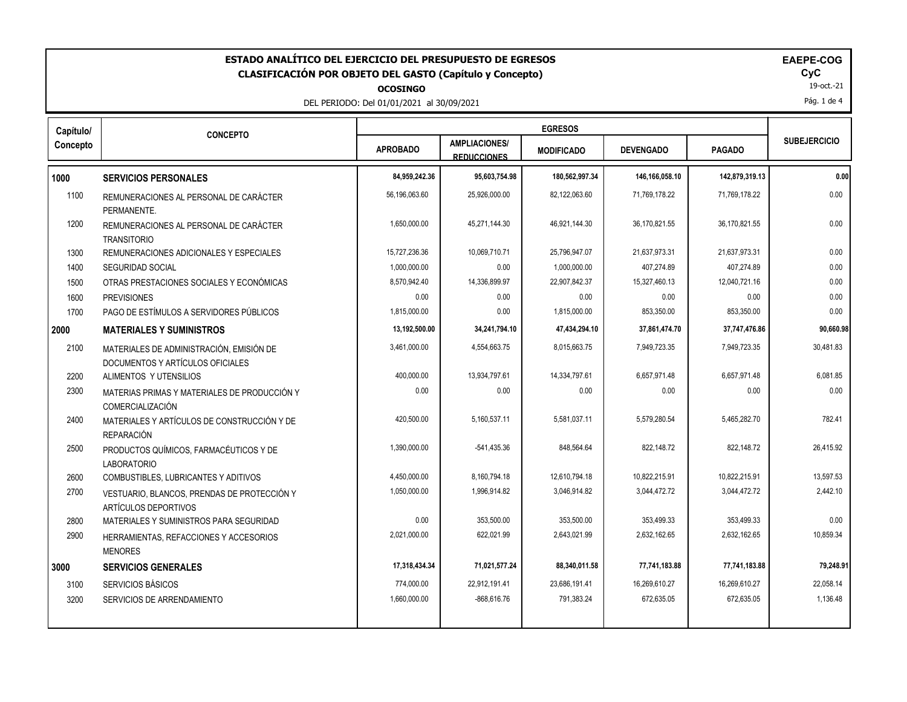# ESTADO ANALÍTICO DEL EJERCICIO DEL PRESUPUESTO DE EGRESOS
## CLASIFICACIÓN POR OBJETO DEL GASTO (Capítulo y Concepto)

**OCOSINGO**

DEL PERIODO: Del 01/01/2021 al 30/09/2021

**EAEPE-COG**
**CyC**
19-oct.-21

| Capítulo/ Concepto | CONCEPTO | EGRESOS | | | | | SUBEJERCICIO |
|---|---|---|---|---|---|---|---|
| | | APROBADO | AMPLIACIONES/ REDUCCIONES | MODIFICADO | DEVENGADO | PAGADO | |
| **1000** | **SERVICIOS PERSONALES** | **84,959,242.36** | **95,603,754.98** | **180,562,997.34** | **146,166,058.10** | **142,879,319.13** | **0.00** |
| 1100 | REMUNERACIONES AL PERSONAL DE CARÁCTER PERMANENTE. | 56,196,063.60 | 25,926,000.00 | 82,122,063.60 | 71,769,178.22 | 71,769,178.22 | 0.00 |
| 1200 | REMUNERACIONES AL PERSONAL DE CARÁCTER TRANSITORIO | 1,650,000.00 | 45,271,144.30 | 46,921,144.30 | 36,170,821.55 | 36,170,821.55 | 0.00 |
| 1300 | REMUNERACIONES ADICIONALES Y ESPECIALES | 15,727,236.36 | 10,069,710.71 | 25,796,947.07 | 21,637,973.31 | 21,637,973.31 | 0.00 |
| 1400 | SEGURIDAD SOCIAL | 1,000,000.00 | 0.00 | 1,000,000.00 | 407,274.89 | 407,274.89 | 0.00 |
| 1500 | OTRAS PRESTACIONES SOCIALES Y ECONÓMICAS | 8,570,942.40 | 14,336,899.97 | 22,907,842.37 | 15,327,460.13 | 12,040,721.16 | 0.00 |
| 1600 | PREVISIONES | 0.00 | 0.00 | 0.00 | 0.00 | 0.00 | 0.00 |
| 1700 | PAGO DE ESTÍMULOS A SERVIDORES PÚBLICOS | 1,815,000.00 | 0.00 | 1,815,000.00 | 853,350.00 | 853,350.00 | 0.00 |
| **2000** | **MATERIALES Y SUMINISTROS** | **13,192,500.00** | **34,241,794.10** | **47,434,294.10** | **37,861,474.70** | **37,747,476.86** | **90,660.98** |
| 2100 | MATERIALES DE ADMINISTRACIÓN, EMISIÓN DE DOCUMENTOS Y ARTÍCULOS OFICIALES | 3,461,000.00 | 4,554,663.75 | 8,015,663.75 | 7,949,723.35 | 7,949,723.35 | 30,481.83 |
| 2200 | ALIMENTOS Y UTENSILIOS | 400,000.00 | 13,934,797.61 | 14,334,797.61 | 6,657,971.48 | 6,657,971.48 | 6,081.85 |
| 2300 | MATERIAS PRIMAS Y MATERIALES DE PRODUCCIÓN Y COMERCIALIZACIÓN | 0.00 | 0.00 | 0.00 | 0.00 | 0.00 | 0.00 |
| 2400 | MATERIALES Y ARTÍCULOS DE CONSTRUCCIÓN Y DE REPARACIÓN | 420,500.00 | 5,160,537.11 | 5,581,037.11 | 5,579,280.54 | 5,465,282.70 | 782.41 |
| 2500 | PRODUCTOS QUÍMICOS, FARMACÉUTICOS Y DE LABORATORIO | 1,390,000.00 | -541,435.36 | 848,564.64 | 822,148.72 | 822,148.72 | 26,415.92 |
| 2600 | COMBUSTIBLES, LUBRICANTES Y ADITIVOS | 4,450,000.00 | 8,160,794.18 | 12,610,794.18 | 10,822,215.91 | 10,822,215.91 | 13,597.53 |
| 2700 | VESTUARIO, BLANCOS, PRENDAS DE PROTECCIÓN Y ARTÍCULOS DEPORTIVOS | 1,050,000.00 | 1,996,914.82 | 3,046,914.82 | 3,044,472.72 | 3,044,472.72 | 2,442.10 |
| 2800 | MATERIALES Y SUMINISTROS PARA SEGURIDAD | 0.00 | 353,500.00 | 353,500.00 | 353,499.33 | 353,499.33 | 0.00 |
| 2900 | HERRAMIENTAS, REFACCIONES Y ACCESORIOS MENORES | 2,021,000.00 | 622,021.99 | 2,643,021.99 | 2,632,162.65 | 2,632,162.65 | 10,859.34 |
| **3000** | **SERVICIOS GENERALES** | **17,318,434.34** | **71,021,577.24** | **88,340,011.58** | **77,741,183.88** | **77,741,183.88** | **79,248.91** |
| 3100 | SERVICIOS BÁSICOS | 774,000.00 | 22,912,191.41 | 23,686,191.41 | 16,269,610.27 | 16,269,610.27 | 22,058.14 |
| 3200 | SERVICIOS DE ARRENDAMIENTO | 1,660,000.00 | -868,616.76 | 791,383.24 | 672,635.05 | 672,635.05 | 1,136.48 |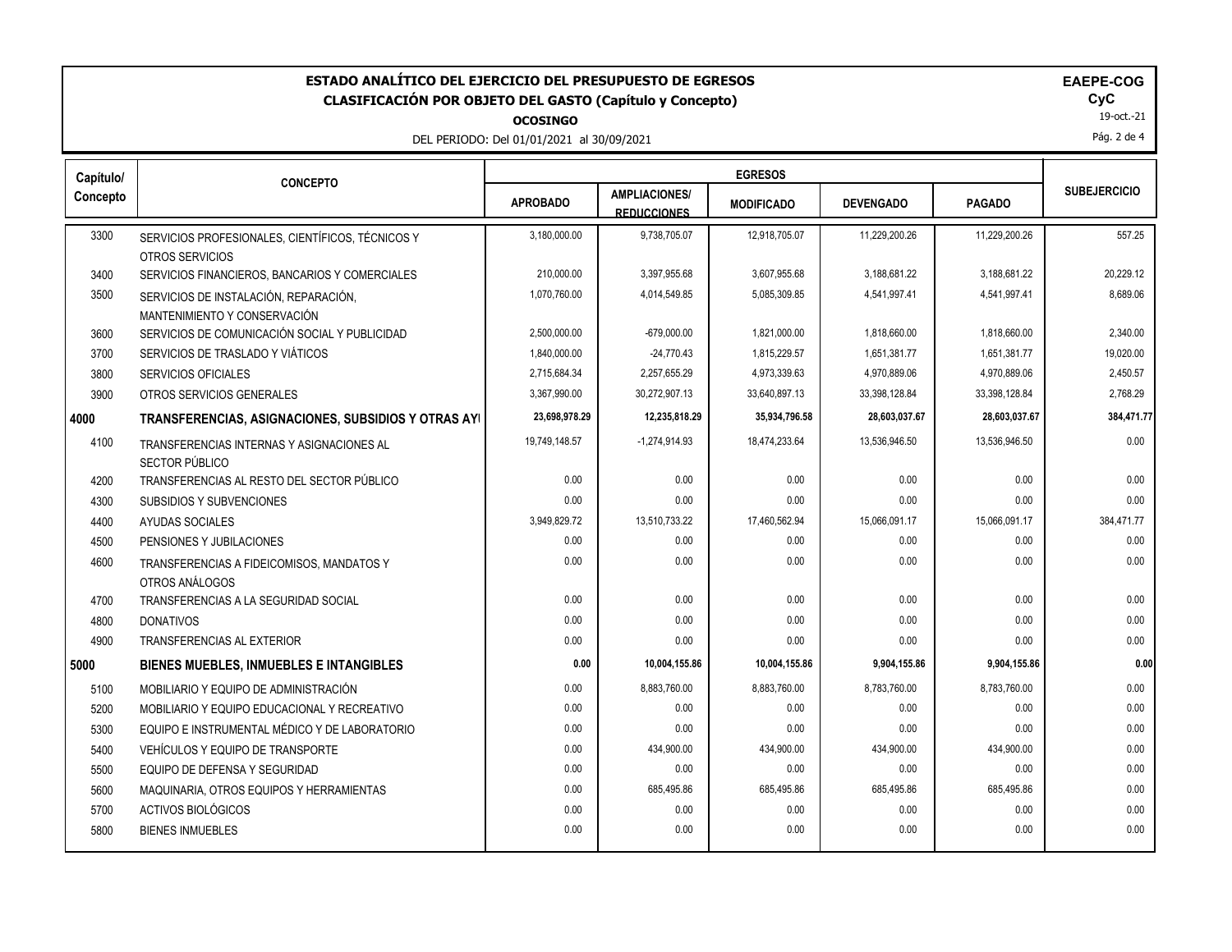# ESTADO ANALÍTICO DEL EJERCICIO DEL PRESUPUESTO DE EGRESOS
## CLASIFICACIÓN POR OBJETO DEL GASTO (Capítulo y Concepto)

**EAEPE-COG**
**CyC**
19-oct.-21

**OCOSINGO**

DEL PERIODO: Del 01/01/2021 al 30/09/2021

| Capítulo/ Concepto | CONCEPTO | EGRESOS | | | | | SUBEJERCICIO |
|---|---|---|---|---|---|---|---|
| | | APROBADO | AMPLIACIONES/ REDUCCIONES | MODIFICADO | DEVENGADO | PAGADO | |
| 3300 | SERVICIOS PROFESIONALES, CIENTÍFICOS, TÉCNICOS Y OTROS SERVICIOS | 3,180,000.00 | 9,738,705.07 | 12,918,705.07 | 11,229,200.26 | 11,229,200.26 | 557.25 |
| 3400 | SERVICIOS FINANCIEROS, BANCARIOS Y COMERCIALES | 210,000.00 | 3,397,955.68 | 3,607,955.68 | 3,188,681.22 | 3,188,681.22 | 20,229.12 |
| 3500 | SERVICIOS DE INSTALACIÓN, REPARACIÓN, MANTENIMIENTO Y CONSERVACIÓN | 1,070,760.00 | 4,014,549.85 | 5,085,309.85 | 4,541,997.41 | 4,541,997.41 | 8,689.06 |
| 3600 | SERVICIOS DE COMUNICACIÓN SOCIAL Y PUBLICIDAD | 2,500,000.00 | -679,000.00 | 1,821,000.00 | 1,818,660.00 | 1,818,660.00 | 2,340.00 |
| 3700 | SERVICIOS DE TRASLADO Y VIÁTICOS | 1,840,000.00 | -24,770.43 | 1,815,229.57 | 1,651,381.77 | 1,651,381.77 | 19,020.00 |
| 3800 | SERVICIOS OFICIALES | 2,715,684.34 | 2,257,655.29 | 4,973,339.63 | 4,970,889.06 | 4,970,889.06 | 2,450.57 |
| 3900 | OTROS SERVICIOS GENERALES | 3,367,990.00 | 30,272,907.13 | 33,640,897.13 | 33,398,128.84 | 33,398,128.84 | 2,768.29 |
| **4000** | **TRANSFERENCIAS, ASIGNACIONES, SUBSIDIOS Y OTRAS AY** | **23,698,978.29** | **12,235,818.29** | **35,934,796.58** | **28,603,037.67** | **28,603,037.67** | **384,471.77** |
| 4100 | TRANSFERENCIAS INTERNAS Y ASIGNACIONES AL SECTOR PÚBLICO | 19,749,148.57 | -1,274,914.93 | 18,474,233.64 | 13,536,946.50 | 13,536,946.50 | 0.00 |
| 4200 | TRANSFERENCIAS AL RESTO DEL SECTOR PÚBLICO | 0.00 | 0.00 | 0.00 | 0.00 | 0.00 | 0.00 |
| 4300 | SUBSIDIOS Y SUBVENCIONES | 0.00 | 0.00 | 0.00 | 0.00 | 0.00 | 0.00 |
| 4400 | AYUDAS SOCIALES | 3,949,829.72 | 13,510,733.22 | 17,460,562.94 | 15,066,091.17 | 15,066,091.17 | 384,471.77 |
| 4500 | PENSIONES Y JUBILACIONES | 0.00 | 0.00 | 0.00 | 0.00 | 0.00 | 0.00 |
| 4600 | TRANSFERENCIAS A FIDEICOMISOS, MANDATOS Y OTROS ANÁLOGOS | 0.00 | 0.00 | 0.00 | 0.00 | 0.00 | 0.00 |
| 4700 | TRANSFERENCIAS A LA SEGURIDAD SOCIAL | 0.00 | 0.00 | 0.00 | 0.00 | 0.00 | 0.00 |
| 4800 | DONATIVOS | 0.00 | 0.00 | 0.00 | 0.00 | 0.00 | 0.00 |
| 4900 | TRANSFERENCIAS AL EXTERIOR | 0.00 | 0.00 | 0.00 | 0.00 | 0.00 | 0.00 |
| **5000** | **BIENES MUEBLES, INMUEBLES E INTANGIBLES** | **0.00** | **10,004,155.86** | **10,004,155.86** | **9,904,155.86** | **9,904,155.86** | **0.00** |
| 5100 | MOBILIARIO Y EQUIPO DE ADMINISTRACIÓN | 0.00 | 8,883,760.00 | 8,883,760.00 | 8,783,760.00 | 8,783,760.00 | 0.00 |
| 5200 | MOBILIARIO Y EQUIPO EDUCACIONAL Y RECREATIVO | 0.00 | 0.00 | 0.00 | 0.00 | 0.00 | 0.00 |
| 5300 | EQUIPO E INSTRUMENTAL MÉDICO Y DE LABORATORIO | 0.00 | 0.00 | 0.00 | 0.00 | 0.00 | 0.00 |
| 5400 | VEHÍCULOS Y EQUIPO DE TRANSPORTE | 0.00 | 434,900.00 | 434,900.00 | 434,900.00 | 434,900.00 | 0.00 |
| 5500 | EQUIPO DE DEFENSA Y SEGURIDAD | 0.00 | 0.00 | 0.00 | 0.00 | 0.00 | 0.00 |
| 5600 | MAQUINARIA, OTROS EQUIPOS Y HERRAMIENTAS | 0.00 | 685,495.86 | 685,495.86 | 685,495.86 | 685,495.86 | 0.00 |
| 5700 | ACTIVOS BIOLÓGICOS | 0.00 | 0.00 | 0.00 | 0.00 | 0.00 | 0.00 |
| 5800 | BIENES INMUEBLES | 0.00 | 0.00 | 0.00 | 0.00 | 0.00 | 0.00 |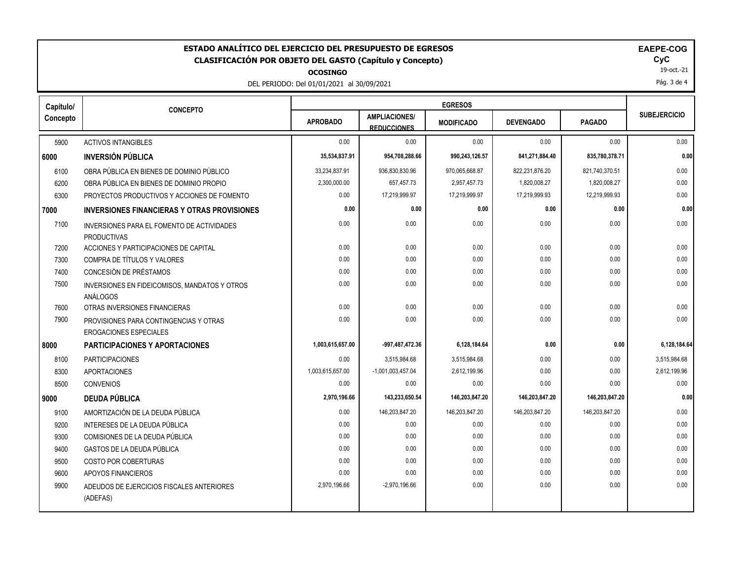**ESTADO ANALÍTICO DEL EJERCICIO DEL PRESUPUESTO DE EGRESOS**
**CLASIFICACIÓN POR OBJETO DEL GASTO (Capítulo y Concepto)**
**OCOSINGO**
DEL PERIODO: Del 01/01/2021 al 30/09/2021

**EAEPE-COG**
**CyC**
19-oct.-21

| Capítulo/ Concepto | CONCEPTO | EGRESOS | | | | | SUBEJERCICIO |
|---|---|---|---|---|---|---|---|
| | | APROBADO | AMPLIACIONES/ REDUCCIONES | MODIFICADO | DEVENGADO | PAGADO | |
| 5900 | ACTIVOS INTANGIBLES | 0.00 | 0.00 | 0.00 | 0.00 | 0.00 | 0.00 |
| **6000** | **INVERSIÓN PÚBLICA** | **35,534,837.91** | **954,708,288.66** | **990,243,126.57** | **841,271,884.40** | **835,780,378.71** | **0.00** |
| 6100 | OBRA PÚBLICA EN BIENES DE DOMINIO PÚBLICO | 33,234,837.91 | 936,830,830.96 | 970,065,668.87 | 822,231,876.20 | 821,740,370.51 | 0.00 |
| 6200 | OBRA PÚBLICA EN BIENES DE DOMINIO PROPIO | 2,300,000.00 | 657,457.73 | 2,957,457.73 | 1,820,008.27 | 1,820,008.27 | 0.00 |
| 6300 | PROYECTOS PRODUCTIVOS Y ACCIONES DE FOMENTO | 0.00 | 17,219,999.97 | 17,219,999.97 | 17,219,999.93 | 12,219,999.93 | 0.00 |
| **7000** | **INVERSIONES FINANCIERAS Y OTRAS PROVISIONES** | **0.00** | **0.00** | **0.00** | **0.00** | **0.00** | **0.00** |
| 7100 | INVERSIONES PARA EL FOMENTO DE ACTIVIDADES PRODUCTIVAS | 0.00 | 0.00 | 0.00 | 0.00 | 0.00 | 0.00 |
| 7200 | ACCIONES Y PARTICIPACIONES DE CAPITAL | 0.00 | 0.00 | 0.00 | 0.00 | 0.00 | 0.00 |
| 7300 | COMPRA DE TÍTULOS Y VALORES | 0.00 | 0.00 | 0.00 | 0.00 | 0.00 | 0.00 |
| 7400 | CONCESIÓN DE PRÉSTAMOS | 0.00 | 0.00 | 0.00 | 0.00 | 0.00 | 0.00 |
| 7500 | INVERSIONES EN FIDEICOMISOS, MANDATOS Y OTROS ANÁLOGOS | 0.00 | 0.00 | 0.00 | 0.00 | 0.00 | 0.00 |
| 7600 | OTRAS INVERSIONES FINANCIERAS | 0.00 | 0.00 | 0.00 | 0.00 | 0.00 | 0.00 |
| 7900 | PROVISIONES PARA CONTINGENCIAS Y OTRAS EROGACIONES ESPECIALES | 0.00 | 0.00 | 0.00 | 0.00 | 0.00 | 0.00 |
| **8000** | **PARTICIPACIONES Y APORTACIONES** | **1,003,615,657.00** | **-997,487,472.36** | **6,128,184.64** | **0.00** | **0.00** | **6,128,184.64** |
| 8100 | PARTICIPACIONES | 0.00 | 3,515,984.68 | 3,515,984.68 | 0.00 | 0.00 | 3,515,984.68 |
| 8300 | APORTACIONES | 1,003,615,657.00 | -1,001,003,457.04 | 2,612,199.96 | 0.00 | 0.00 | 2,612,199.96 |
| 8500 | CONVENIOS | 0.00 | 0.00 | 0.00 | 0.00 | 0.00 | 0.00 |
| **9000** | **DEUDA PÚBLICA** | **2,970,196.66** | **143,233,650.54** | **146,203,847.20** | **146,203,847.20** | **146,203,847.20** | **0.00** |
| 9100 | AMORTIZACIÓN DE LA DEUDA PÚBLICA | 0.00 | 146,203,847.20 | 146,203,847.20 | 146,203,847.20 | 146,203,847.20 | 0.00 |
| 9200 | INTERESES DE LA DEUDA PÚBLICA | 0.00 | 0.00 | 0.00 | 0.00 | 0.00 | 0.00 |
| 9300 | COMISIONES DE LA DEUDA PÚBLICA | 0.00 | 0.00 | 0.00 | 0.00 | 0.00 | 0.00 |
| 9400 | GASTOS DE LA DEUDA PÚBLICA | 0.00 | 0.00 | 0.00 | 0.00 | 0.00 | 0.00 |
| 9500 | COSTO POR COBERTURAS | 0.00 | 0.00 | 0.00 | 0.00 | 0.00 | 0.00 |
| 9600 | APOYOS FINANCIEROS | 0.00 | 0.00 | 0.00 | 0.00 | 0.00 | 0.00 |
| 9900 | ADEUDOS DE EJERCICIOS FISCALES ANTERIORES (ADEFAS) | 2,970,196.66 | -2,970,196.66 | 0.00 | 0.00 | 0.00 | 0.00 |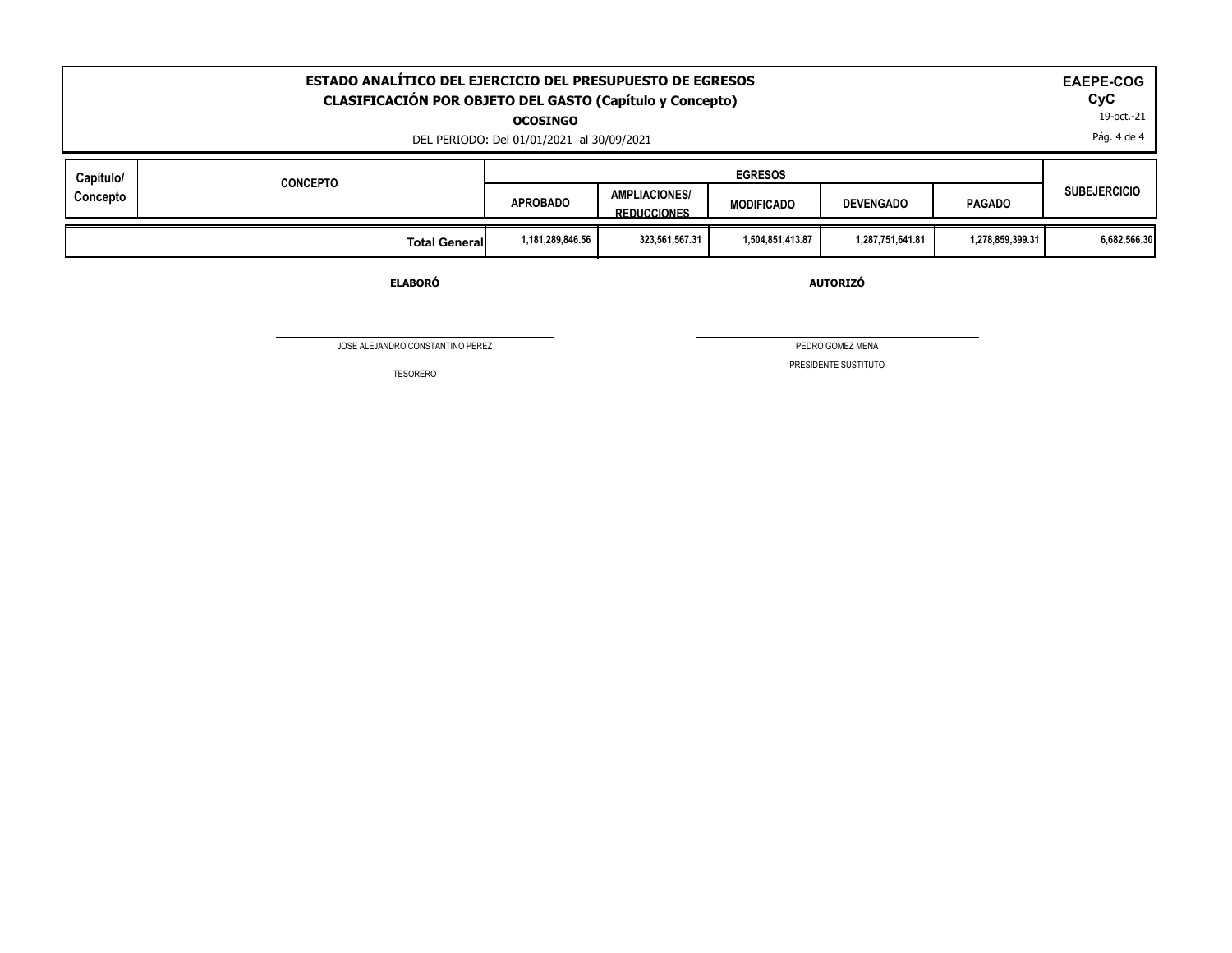# ESTADO ANALÍTICO DEL EJERCICIO DEL PRESUPUESTO DE EGRESOS
## CLASIFICACIÓN POR OBJETO DEL GASTO (Capítulo y Concepto)
### OCOSINGO

DEL PERIODO: Del 01/01/2021 al 30/09/2021

**EAEPE-COG**
**CyC**
19-oct.-21

| Capítulo/ Concepto | CONCEPTO | EGRESOS | | | | | SUBEJERCICIO |
|---|---|---|---|---|---|---|---|
| | | APROBADO | AMPLIACIONES/ REDUCCIONES | MODIFICADO | DEVENGADO | PAGADO | |
| | **Total General** | 1,181,289,846.56 | 323,561,567.31 | 1,504,851,413.87 | 1,287,751,641.81 | 1,278,859,399.31 | 6,682,566.30 |

**ELABORÓ**

JOSE ALEJANDRO CONSTANTINO PEREZ

TESORERO

**AUTORIZÓ**

PEDRO GOMEZ MENA

PRESIDENTE SUSTITUTO